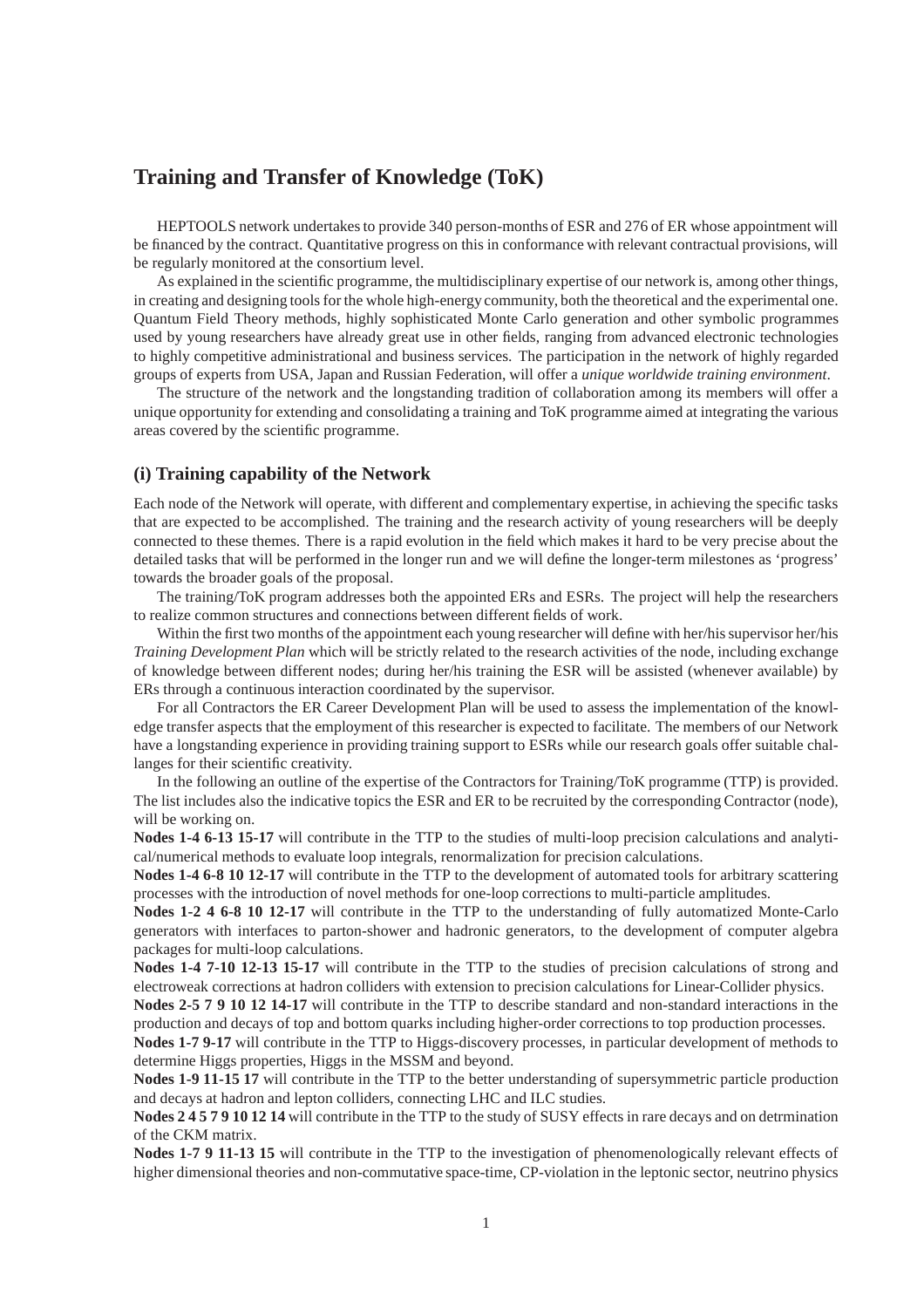# Training and Transfer of Knowledge (ToK)

HEPTOOLS network undertakes to provide 340 person-months of ESR and 276 of ER whose appointment will be financed by the contract. Quantitative progress on this in conformance with relevant contractual provisions, will be regularly monitored at the consortium level.

As explained in the scientific programme, the multidisciplinary expertise of our network is, among other things, in creating and designing tools for the whole high-energy community, both the theoretical and the experimental one. Quantum Field Theory methods, highly sophisticated Monte Carlo generation and other symbolic programmes used by young researchers have already great use in other fields, ranging from advanced electronic technologies to highly competitive administrational and business services. The participation in the network of highly regarded groups of experts from USA, Japan and Russian Federation, will offer a *unique worldwide training environment*.

The structure of the network and the longstanding tradition of collaboration among its members will offer a unique opportunity for extending and consolidating a training and ToK programme aimed at integrating the various areas covered by the scientific programme.

## (i) Training capability of the Network

Each node of the Network will operate, with different and complementary expertise, in achieving the specific tasks that are expected to be accomplished. The training and the research activity of young researchers will be deeply connected to these themes. There is a rapid evolution in the field which makes it hard to be very precise about the detailed tasks that will be performed in the longer run and we will define the longer-term milestones as 'progress' towards the broader goals of the proposal.

The training/ToK program addresses both the appointed ERs and ESRs. The project will help the researchers to realize common structures and connections between different fields of work.

Within the first two months of the appointment each young researcher will define with her/his supervisor her/his *Training Development Plan* which will be strictly related to the research activities of the node, including exchange of knowledge between different nodes; during her/his training the ESR will be assisted (whenever available) by ERs through a continuous interaction coordinated by the supervisor.

For all Contractors the ER Career Development Plan will be used to assess the implementation of the knowledge transfer aspects that the employment of this researcher is expected to facilitate. The members of our Network have a longstanding experience in providing training support to ESRs while our research goals offer suitable challanges for their scientific creativity.

In the following an outline of the expertise of the Contractors for Training/ToK programme (TTP) is provided. The list includes also the indicative topics the ESR and ER to be recruited by the corresponding Contractor (node), will be working on.

**Nodes 1-4 6-13 15-17** will contribute in the TTP to the studies of multi-loop precision calculations and analytical/numerical methods to evaluate loop integrals, renormalization for precision calculations.

**Nodes 1-4 6-8 10 12-17** will contribute in the TTP to the development of automated tools for arbitrary scattering processes with the introduction of novel methods for one-loop corrections to multi-particle amplitudes.

**Nodes 1-2 4 6-8 10 12-17** will contribute in the TTP to the understanding of fully automatized Monte-Carlo generators with interfaces to parton-shower and hadronic generators, to the development of computer algebra packages for multi-loop calculations.

**Nodes 1-4 7-10 12-13 15-17** will contribute in the TTP to the studies of precision calculations of strong and electroweak corrections at hadron colliders with extension to precision calculations for Linear-Collider physics.

**Nodes 2-5 7 9 10 12 14-17** will contribute in the TTP to describe standard and non-standard interactions in the production and decays of top and bottom quarks including higher-order corrections to top production processes.

**Nodes 1-7 9-17** will contribute in the TTP to Higgs-discovery processes, in particular development of methods to determine Higgs properties, Higgs in the MSSM and beyond.

**Nodes 1-9 11-15 17** will contribute in the TTP to the better understanding of supersymmetric particle production and decays at hadron and lepton colliders, connecting LHC and ILC studies.

**Nodes 2 4 5 7 9 10 12 14** will contribute in the TTP to the study of SUSY effects in rare decays and on detrmination of the CKM matrix.

**Nodes 1-7 9 11-13 15** will contribute in the TTP to the investigation of phenomenologically relevant effects of higher dimensional theories and non-commutative space-time, CP-violation in the leptonic sector, neutrino physics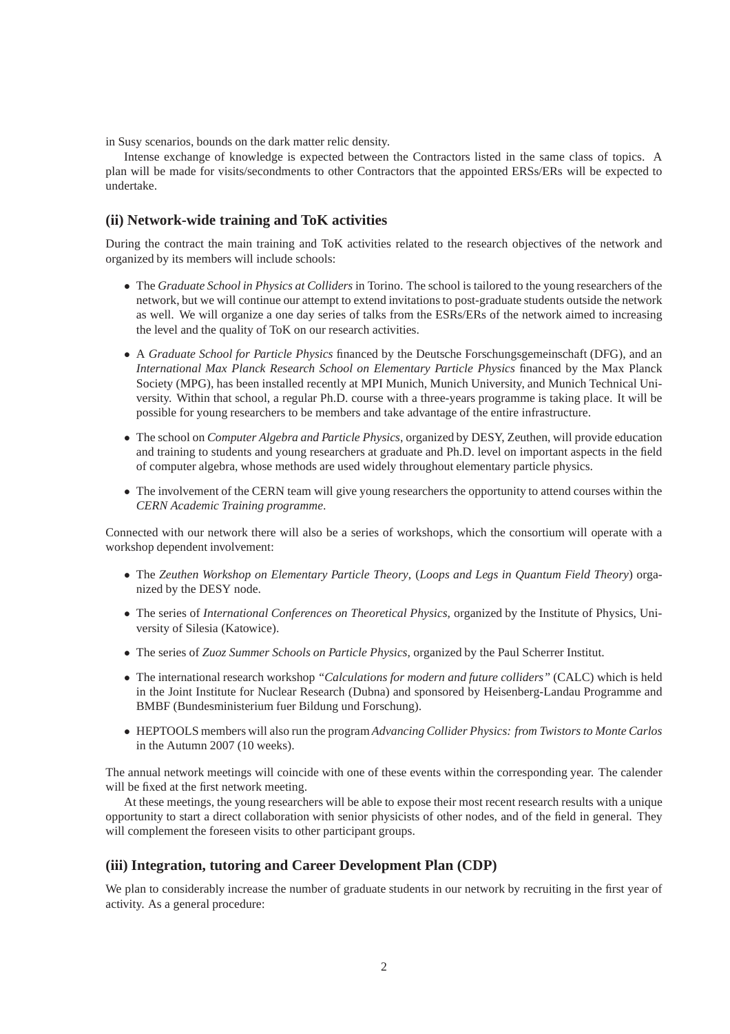in Susy scenarios, bounds on the dark matter relic density.

Intense exchange of knowledge is expected between the Contractors listed in the same class of topics. A plan will be made for visits/secondments to other Contractors that the appointed ERSs/ERs will be expected to undertake.

## (ii) Network-wide training and ToK activities

During the contract the main training and ToK activities related to the research objectives of the network and organized by its members will include schools:

- The *Graduate School in Physics at Colliders* in Torino. The school is tailored to the young researchers of the network, but we will continue our attempt to extend invitations to post-graduate students outside the network as well. We will organize a one day series of talks from the ESRs/ERs of the network aimed to increasing the level and the quality of ToK on our research activities.
- A *Graduate School for Particle Physics* financed by the Deutsche Forschungsgemeinschaft (DFG), and an *International Max Planck Research School on Elementary Particle Physics* financed by the Max Planck Society (MPG), has been installed recently at MPI Munich, Munich University, and Munich Technical University. Within that school, a regular Ph.D. course with a three-years programme is taking place. It will be possible for young researchers to be members and take advantage of the entire infrastructure.
- The school on *Computer Algebra and Particle Physics*, organized by DESY, Zeuthen, will provide education and training to students and young researchers at graduate and Ph.D. level on important aspects in the field of computer algebra, whose methods are used widely throughout elementary particle physics.
- The involvement of the CERN team will give young researchers the opportunity to attend courses within the *CERN Academic Training programme*.

Connected with our network there will also be a series of workshops, which the consortium will operate with a workshop dependent involvement:

- The *Zeuthen Workshop on Elementary Particle Theory*, (*Loops and Legs in Quantum Field Theory*) organized by the DESY node.
- The series of *International Conferences on Theoretical Physics*, organized by the Institute of Physics, University of Silesia (Katowice).
- The series of *Zuoz Summer Schools on Particle Physics*, organized by the Paul Scherrer Institut.
- The international research workshop *"Calculations for modern and future colliders"* (CALC) which is held in the Joint Institute for Nuclear Research (Dubna) and sponsored by Heisenberg-Landau Programme and BMBF (Bundesministerium fuer Bildung und Forschung).
- HEPTOOLS members will also run the program *Advancing Collider Physics: from Twistors to Monte Carlos* in the Autumn 2007 (10 weeks).

The annual network meetings will coincide with one of these events within the corresponding year. The calender will be fixed at the first network meeting.

At these meetings, the young researchers will be able to expose their most recent research results with a unique opportunity to start a direct collaboration with senior physicists of other nodes, and of the field in general. They will complement the foreseen visits to other participant groups.

## (iii) Integration, tutoring and Career Development Plan (CDP)

We plan to considerably increase the number of graduate students in our network by recruiting in the first year of activity. As a general procedure: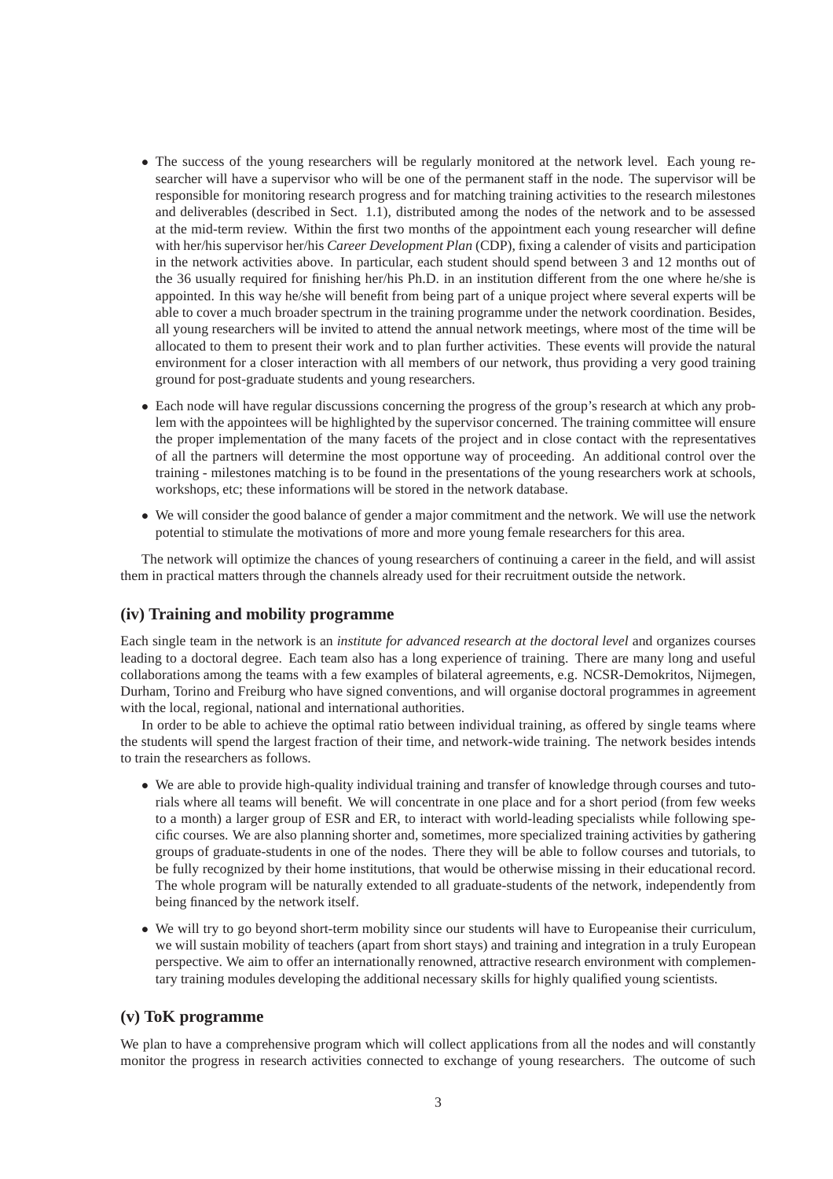- The success of the young researchers will be regularly monitored at the network level. Each young researcher will have a supervisor who will be one of the permanent staff in the node. The supervisor will be responsible for monitoring research progress and for matching training activities to the research milestones and deliverables (described in Sect. 1.1), distributed among the nodes of the network and to be assessed at the mid-term review. Within the first two months of the appointment each young researcher will define with her/his supervisor her/his *Career Development Plan* (CDP), fixing a calender of visits and participation in the network activities above. In particular, each student should spend between 3 and 12 months out of the 36 usually required for finishing her/his Ph.D. in an institution different from the one where he/she is appointed. In this way he/she will benefit from being part of a unique project where several experts will be able to cover a much broader spectrum in the training programme under the network coordination. Besides, all young researchers will be invited to attend the annual network meetings, where most of the time will be allocated to them to present their work and to plan further activities. These events will provide the natural environment for a closer interaction with all members of our network, thus providing a very good training ground for post-graduate students and young researchers.
- Each node will have regular discussions concerning the progress of the group's research at which any problem with the appointees will be highlighted by the supervisor concerned. The training committee will ensure the proper implementation of the many facets of the project and in close contact with the representatives of all the partners will determine the most opportune way of proceeding. An additional control over the training - milestones matching is to be found in the presentations of the young researchers work at schools, workshops, etc; these informations will be stored in the network database.
- We will consider the good balance of gender a major commitment and the network. We will use the network potential to stimulate the motivations of more and more young female researchers for this area.

The network will optimize the chances of young researchers of continuing a career in the field, and will assist them in practical matters through the channels already used for their recruitment outside the network.

## (iv) Training and mobility programme

Each single team in the network is an *institute for advanced research at the doctoral level* and organizes courses leading to a doctoral degree. Each team also has a long experience of training. There are many long and useful collaborations among the teams with a few examples of bilateral agreements, e.g. NCSR-Demokritos, Nijmegen, Durham, Torino and Freiburg who have signed conventions, and will organise doctoral programmes in agreement with the local, regional, national and international authorities.

In order to be able to achieve the optimal ratio between individual training, as offered by single teams where the students will spend the largest fraction of their time, and network-wide training. The network besides intends to train the researchers as follows.

- We are able to provide high-quality individual training and transfer of knowledge through courses and tutorials where all teams will benefit. We will concentrate in one place and for a short period (from few weeks to a month) a larger group of ESR and ER, to interact with world-leading specialists while following specific courses. We are also planning shorter and, sometimes, more specialized training activities by gathering groups of graduate-students in one of the nodes. There they will be able to follow courses and tutorials, to be fully recognized by their home institutions, that would be otherwise missing in their educational record. The whole program will be naturally extended to all graduate-students of the network, independently from being financed by the network itself.
- We will try to go beyond short-term mobility since our students will have to Europeanise their curriculum, we will sustain mobility of teachers (apart from short stays) and training and integration in a truly European perspective. We aim to offer an internationally renowned, attractive research environment with complementary training modules developing the additional necessary skills for highly qualified young scientists.

## (v) ToK programme

We plan to have a comprehensive program which will collect applications from all the nodes and will constantly monitor the progress in research activities connected to exchange of young researchers. The outcome of such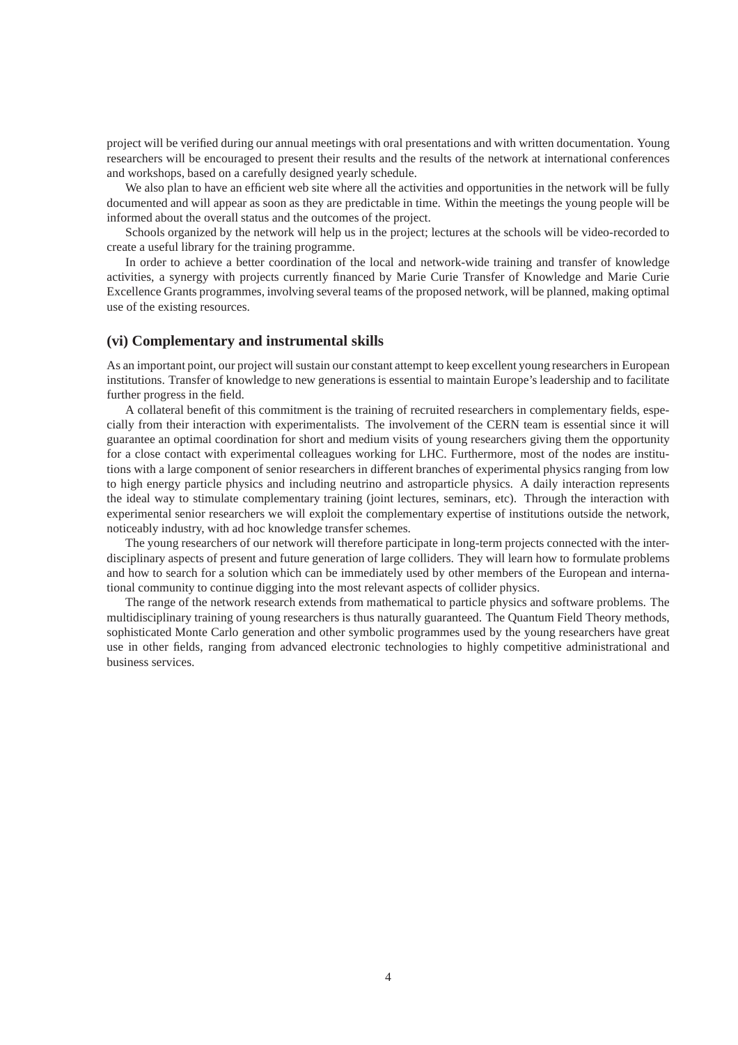project will be verified during our annual meetings with oral presentations and with written documentation. Young researchers will be encouraged to present their results and the results of the network at international conferences and workshops, based on a carefully designed yearly schedule.

We also plan to have an efficient web site where all the activities and opportunities in the network will be fully documented and will appear as soon as they are predictable in time. Within the meetings the young people will be informed about the overall status and the outcomes of the project.

Schools organized by the network will help us in the project; lectures at the schools will be video-recorded to create a useful library for the training programme.

In order to achieve a better coordination of the local and network-wide training and transfer of knowledge activities, a synergy with projects currently financed by Marie Curie Transfer of Knowledge and Marie Curie Excellence Grants programmes, involving several teams of the proposed network, will be planned, making optimal use of the existing resources.

### (vi) Complementary and instrumental skills

As an important point, our project will sustain our constant attempt to keep excellent young researchers in European institutions. Transfer of knowledge to new generations is essential to maintain Europe's leadership and to facilitate further progress in the field.

A collateral benefit of this commitment is the training of recruited researchers in complementary fields, especially from their interaction with experimentalists. The involvement of the CERN team is essential since it will guarantee an optimal coordination for short and medium visits of young researchers giving them the opportunity for a close contact with experimental colleagues working for LHC. Furthermore, most of the nodes are institutions with a large component of senior researchers in different branches of experimental physics ranging from low to high energy particle physics and including neutrino and astroparticle physics. A daily interaction represents the ideal way to stimulate complementary training (joint lectures, seminars, etc). Through the interaction with experimental senior researchers we will exploit the complementary expertise of institutions outside the network, noticeably industry, with ad hoc knowledge transfer schemes.

The young researchers of our network will therefore participate in long-term projects connected with the interdisciplinary aspects of present and future generation of large colliders. They will learn how to formulate problems and how to search for a solution which can be immediately used by other members of the European and international community to continue digging into the most relevant aspects of collider physics.

The range of the network research extends from mathematical to particle physics and software problems. The multidisciplinary training of young researchers is thus naturally guaranteed. The Quantum Field Theory methods, sophisticated Monte Carlo generation and other symbolic programmes used by the young researchers have great use in other fields, ranging from advanced electronic technologies to highly competitive administrational and business services.